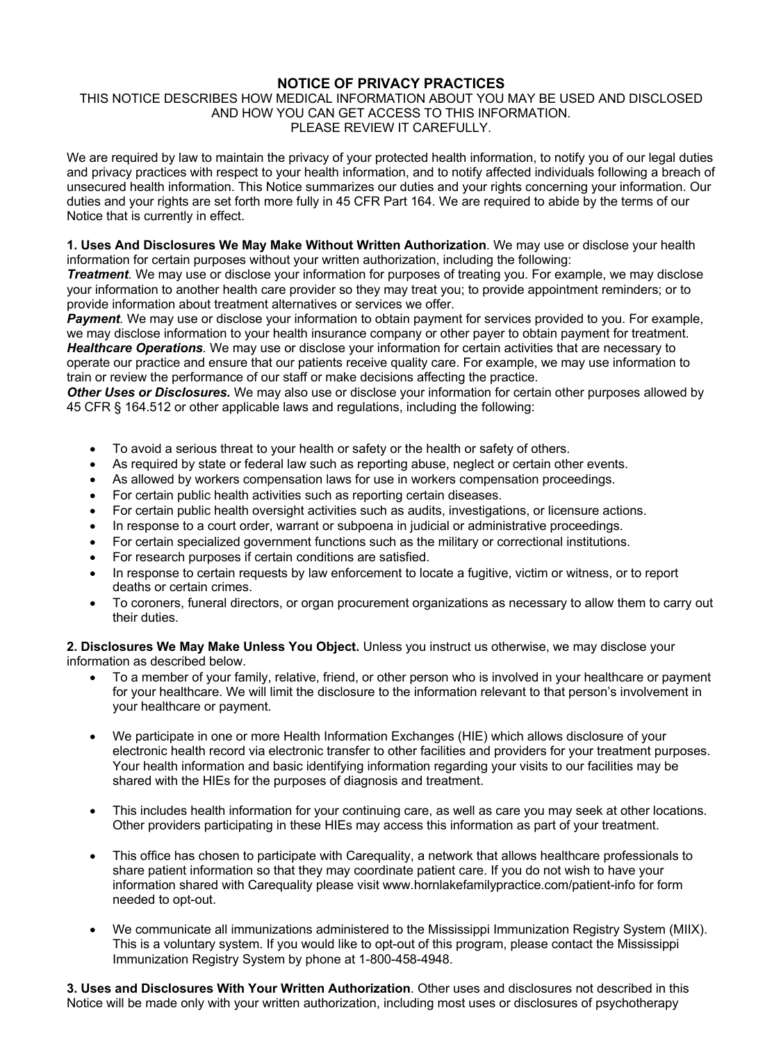# NOTICE OF PRIVACY PRACTICES

THIS NOTICE DESCRIBES HOW MEDICAL INFORMATION ABOUT YOU MAY BE USED AND DISCLOSED AND HOW YOU CAN GET ACCESS TO THIS INFORMATION.
PLEASE REVIEW IT CAREFULLY.

We are required by law to maintain the privacy of your protected health information, to notify you of our legal duties and privacy practices with respect to your health information, and to notify affected individuals following a breach of unsecured health information. This Notice summarizes our duties and your rights concerning your information. Our duties and your rights are set forth more fully in 45 CFR Part 164. We are required to abide by the terms of our Notice that is currently in effect.

**1. Uses And Disclosures We May Make Without Written Authorization**. We may use or disclose your health information for certain purposes without your written authorization, including the following:

***Treatment***. We may use or disclose your information for purposes of treating you. For example, we may disclose your information to another health care provider so they may treat you; to provide appointment reminders; or to provide information about treatment alternatives or services we offer.

***Payment***. We may use or disclose your information to obtain payment for services provided to you. For example, we may disclose information to your health insurance company or other payer to obtain payment for treatment.

***Healthcare Operations***. We may use or disclose your information for certain activities that are necessary to operate our practice and ensure that our patients receive quality care. For example, we may use information to train or review the performance of our staff or make decisions affecting the practice.

***Other Uses or Disclosures.*** We may also use or disclose your information for certain other purposes allowed by 45 CFR § 164.512 or other applicable laws and regulations, including the following:

- To avoid a serious threat to your health or safety or the health or safety of others.
- As required by state or federal law such as reporting abuse, neglect or certain other events.
- As allowed by workers compensation laws for use in workers compensation proceedings.
- For certain public health activities such as reporting certain diseases.
- For certain public health oversight activities such as audits, investigations, or licensure actions.
- In response to a court order, warrant or subpoena in judicial or administrative proceedings.
- For certain specialized government functions such as the military or correctional institutions.
- For research purposes if certain conditions are satisfied.
- In response to certain requests by law enforcement to locate a fugitive, victim or witness, or to report deaths or certain crimes.
- To coroners, funeral directors, or organ procurement organizations as necessary to allow them to carry out their duties.

**2. Disclosures We May Make Unless You Object.** Unless you instruct us otherwise, we may disclose your information as described below.

- To a member of your family, relative, friend, or other person who is involved in your healthcare or payment for your healthcare. We will limit the disclosure to the information relevant to that person's involvement in your healthcare or payment.

- We participate in one or more Health Information Exchanges (HIE) which allows disclosure of your electronic health record via electronic transfer to other facilities and providers for your treatment purposes. Your health information and basic identifying information regarding your visits to our facilities may be shared with the HIEs for the purposes of diagnosis and treatment.

- This includes health information for your continuing care, as well as care you may seek at other locations. Other providers participating in these HIEs may access this information as part of your treatment.

- This office has chosen to participate with Carequality, a network that allows healthcare professionals to share patient information so that they may coordinate patient care. If you do not wish to have your information shared with Carequality please visit www.hornlakefamilypractice.com/patient-info for form needed to opt-out.

- We communicate all immunizations administered to the Mississippi Immunization Registry System (MIIX). This is a voluntary system. If you would like to opt-out of this program, please contact the Mississippi Immunization Registry System by phone at 1-800-458-4948.

**3. Uses and Disclosures With Your Written Authorization**. Other uses and disclosures not described in this Notice will be made only with your written authorization, including most uses or disclosures of psychotherapy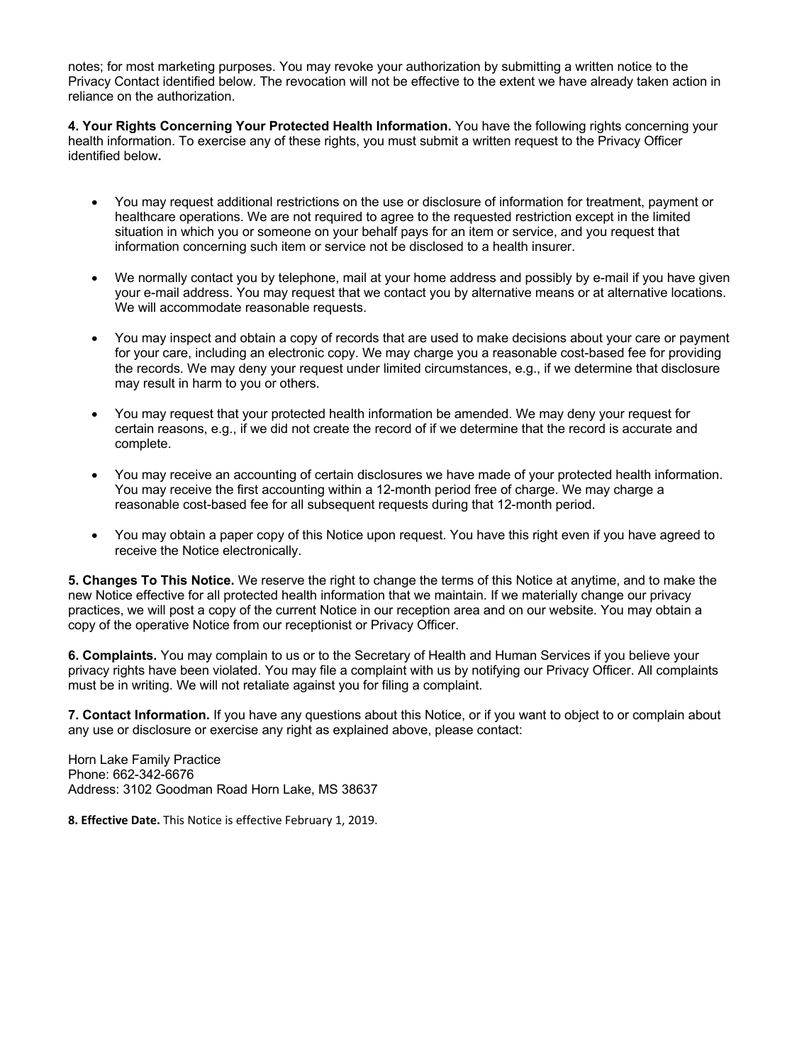notes; for most marketing purposes. You may revoke your authorization by submitting a written notice to the Privacy Contact identified below. The revocation will not be effective to the extent we have already taken action in reliance on the authorization.

**4. Your Rights Concerning Your Protected Health Information.** You have the following rights concerning your health information. To exercise any of these rights, you must submit a written request to the Privacy Officer identified below**.**

- You may request additional restrictions on the use or disclosure of information for treatment, payment or healthcare operations. We are not required to agree to the requested restriction except in the limited situation in which you or someone on your behalf pays for an item or service, and you request that information concerning such item or service not be disclosed to a health insurer.

- We normally contact you by telephone, mail at your home address and possibly by e-mail if you have given your e-mail address. You may request that we contact you by alternative means or at alternative locations. We will accommodate reasonable requests.

- You may inspect and obtain a copy of records that are used to make decisions about your care or payment for your care, including an electronic copy. We may charge you a reasonable cost-based fee for providing the records. We may deny your request under limited circumstances, e.g., if we determine that disclosure may result in harm to you or others.

- You may request that your protected health information be amended. We may deny your request for certain reasons, e.g., if we did not create the record of if we determine that the record is accurate and complete.

- You may receive an accounting of certain disclosures we have made of your protected health information. You may receive the first accounting within a 12-month period free of charge. We may charge a reasonable cost-based fee for all subsequent requests during that 12-month period.

- You may obtain a paper copy of this Notice upon request. You have this right even if you have agreed to receive the Notice electronically.

**5. Changes To This Notice.** We reserve the right to change the terms of this Notice at anytime, and to make the new Notice effective for all protected health information that we maintain. If we materially change our privacy practices, we will post a copy of the current Notice in our reception area and on our website. You may obtain a copy of the operative Notice from our receptionist or Privacy Officer.

**6. Complaints.** You may complain to us or to the Secretary of Health and Human Services if you believe your privacy rights have been violated. You may file a complaint with us by notifying our Privacy Officer. All complaints must be in writing. We will not retaliate against you for filing a complaint.

**7. Contact Information.** If you have any questions about this Notice, or if you want to object to or complain about any use or disclosure or exercise any right as explained above, please contact:

Horn Lake Family Practice
Phone: 662-342-6676
Address: 3102 Goodman Road Horn Lake, MS 38637

**8. Effective Date.** This Notice is effective February 1, 2019.